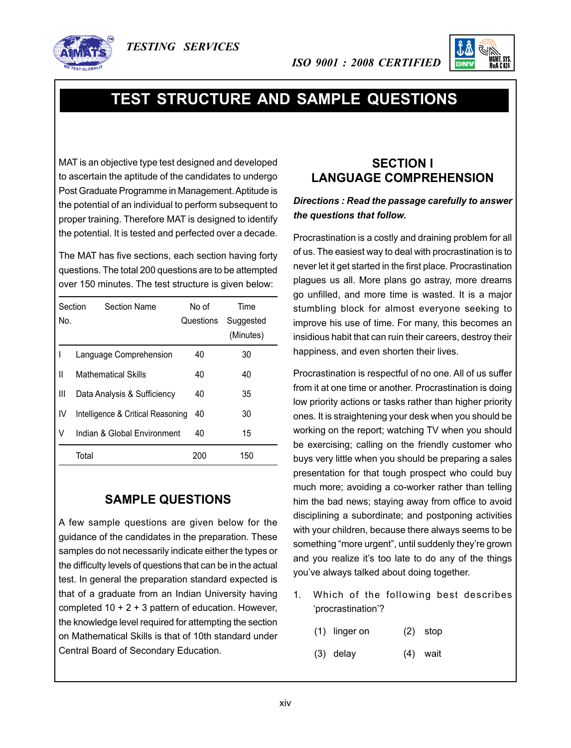# TEST STRUCTURE AND SAMPLE QUESTIONS

MAT is an objective type test designed and developed to ascertain the aptitude of the candidates to undergo Post Graduate Programme in Management. Aptitude is the potential of an individual to perform subsequent to proper training. Therefore MAT is designed to identify the potential. It is tested and perfected over a decade.

The MAT has five sections, each section having forty questions. The total 200 questions are to be attempted over 150 minutes. The test structure is given below:

| Section No. | Section Name | No of Questions | Time Suggested (Minutes) |
|---|---|---|---|
| I | Language Comprehension | 40 | 30 |
| II | Mathematical Skills | 40 | 40 |
| III | Data Analysis & Sufficiency | 40 | 35 |
| IV | Intelligence & Critical Reasoning | 40 | 30 |
| V | Indian & Global Environment | 40 | 15 |
| | Total | 200 | 150 |

## SAMPLE QUESTIONS

A few sample questions are given below for the guidance of the candidates in the preparation. These samples do not necessarily indicate either the types or the difficulty levels of questions that can be in the actual test. In general the preparation standard expected is that of a graduate from an Indian University having completed 10 + 2 + 3 pattern of education. However, the knowledge level required for attempting the section on Mathematical Skills is that of 10th standard under Central Board of Secondary Education.

## SECTION I
## LANGUAGE COMPREHENSION

***Directions : Read the passage carefully to answer the questions that follow.***

Procrastination is a costly and draining problem for all of us. The easiest way to deal with procrastination is to never let it get started in the first place. Procrastination plagues us all. More plans go astray, more dreams go unfilled, and more time is wasted. It is a major stumbling block for almost everyone seeking to improve his use of time. For many, this becomes an insidious habit that can ruin their careers, destroy their happiness, and even shorten their lives.

Procrastination is respectful of no one. All of us suffer from it at one time or another. Procrastination is doing low priority actions or tasks rather than higher priority ones. It is straightening your desk when you should be working on the report; watching TV when you should be exercising; calling on the friendly customer who buys very little when you should be preparing a sales presentation for that tough prospect who could buy much more; avoiding a co-worker rather than telling him the bad news; staying away from office to avoid disciplining a subordinate; and postponing activities with your children, because there always seems to be something "more urgent", until suddenly they're grown and you realize it's too late to do any of the things you've always talked about doing together.

1. Which of the following best describes 'procrastination'?

   (1) linger on (2) stop

   (3) delay (4) wait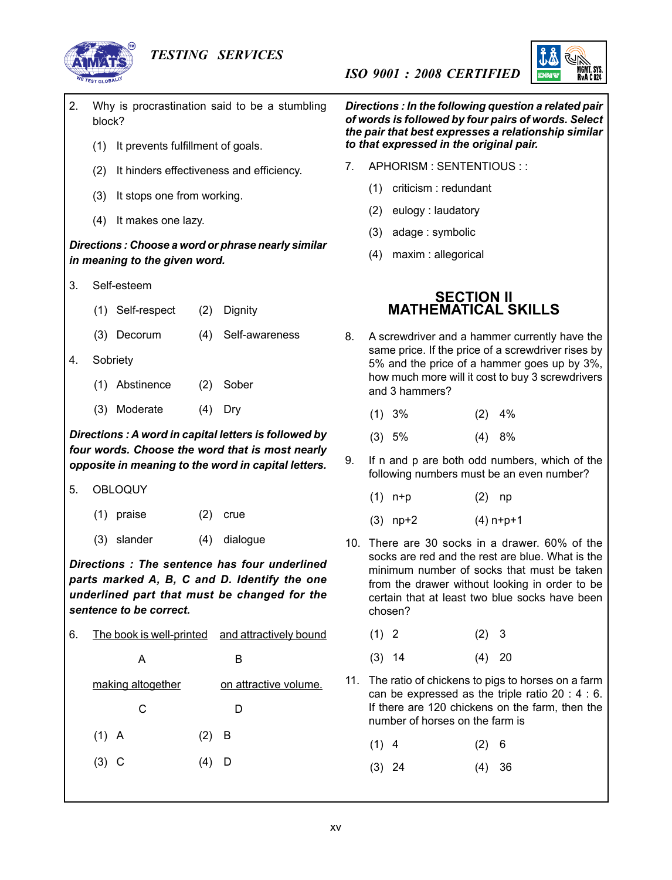2. Why is procrastination said to be a stumbling block?

   (1) It prevents fulfillment of goals.

   (2) It hinders effectiveness and efficiency.

   (3) It stops one from working.

   (4) It makes one lazy.

***Directions : Choose a word or phrase nearly similar in meaning to the given word.***

3. Self-esteem

   (1) Self-respect (2) Dignity

   (3) Decorum (4) Self-awareness

4. Sobriety

   (1) Abstinence (2) Sober

   (3) Moderate (4) Dry

***Directions : A word in capital letters is followed by four words. Choose the word that is most nearly opposite in meaning to the word in capital letters.***

5. OBLOQUY

   (1) praise (2) crue

   (3) slander (4) dialogue

***Directions : The sentence has four underlined parts marked A, B, C and D. Identify the one underlined part that must be changed for the sentence to be correct.***

6. The book is well-printed (A) and attractively bound (B) making altogether (C) on attractive volume. (D)

   (1) A (2) B

   (3) C (4) D

***Directions : In the following question a related pair of words is followed by four pairs of words. Select the pair that best expresses a relationship similar to that expressed in the original pair.***

7. APHORISM : SENTENTIOUS : :

   (1) criticism : redundant

   (2) eulogy : laudatory

   (3) adage : symbolic

   (4) maxim : allegorical

## SECTION II
## MATHEMATICAL SKILLS

8. A screwdriver and a hammer currently have the same price. If the price of a screwdriver rises by 5% and the price of a hammer goes up by 3%, how much more will it cost to buy 3 screwdrivers and 3 hammers?

   (1) 3% (2) 4%

   (3) 5% (4) 8%

9. If n and p are both odd numbers, which of the following numbers must be an even number?

   (1) n+p (2) np

   (3) np+2 (4) n+p+1

10. There are 30 socks in a drawer. 60% of the socks are red and the rest are blue. What is the minimum number of socks that must be taken from the drawer without looking in order to be certain that at least two blue socks have been chosen?

    (1) 2 (2) 3

    (3) 14 (4) 20

11. The ratio of chickens to pigs to horses on a farm can be expressed as the triple ratio 20 : 4 : 6. If there are 120 chickens on the farm, then the number of horses on the farm is

    (1) 4 (2) 6

    (3) 24 (4) 36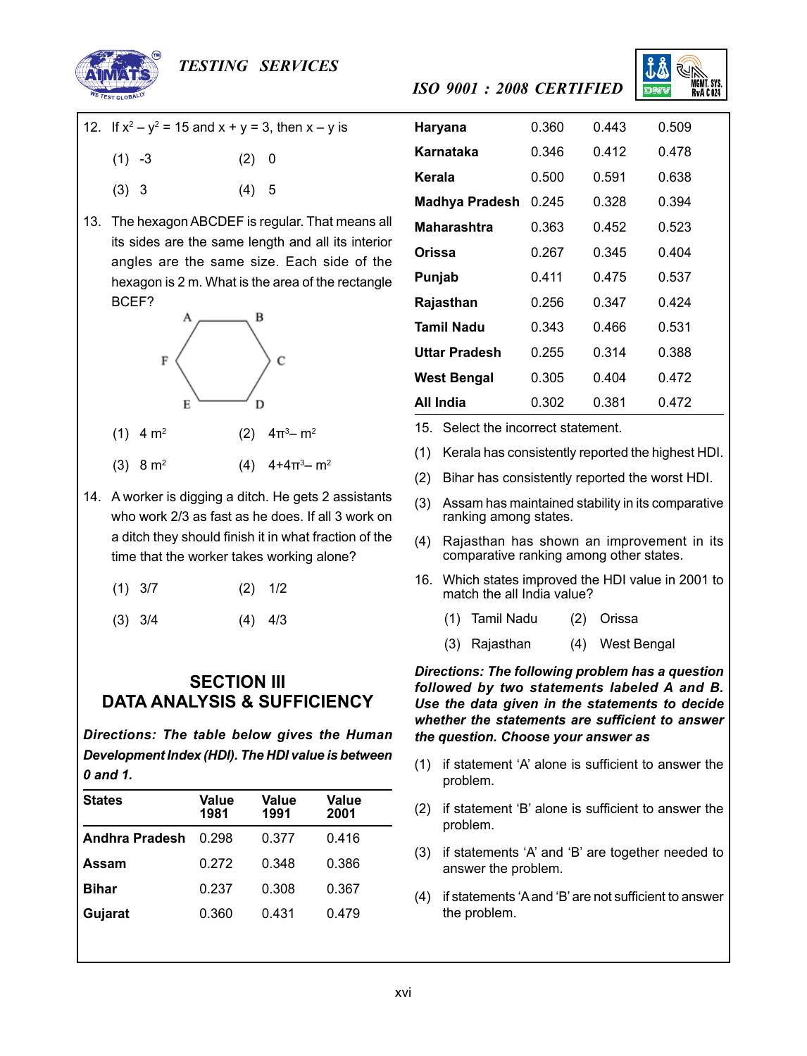12. If $x^2 - y^2 = 15$ and $x + y = 3$, then $x - y$ is

(1) -3 (2) 0

(3) 3 (4) 5

13. The hexagon ABCDEF is regular. That means all its sides are the same length and all its interior angles are the same size. Each side of the hexagon is 2 m. What is the area of the rectangle BCEF?

(1) 4 $m^2$ (2) $4\pi^3 - m^2$

(3) 8 $m^2$ (4) $4+4\pi^3 - m^2$

14. A worker is digging a ditch. He gets 2 assistants who work 2/3 as fast as he does. If all 3 work on a ditch they should finish it in what fraction of the time that the worker takes working alone?

(1) 3/7 (2) 1/2

(3) 3/4 (4) 4/3

## SECTION III
## DATA ANALYSIS & SUFFICIENCY

***Directions: The table below gives the Human Development Index (HDI). The HDI value is between 0 and 1.***

| States | Value 1981 | Value 1991 | Value 2001 |
|---|---|---|---|
| **Andhra Pradesh** | 0.298 | 0.377 | 0.416 |
| **Assam** | 0.272 | 0.348 | 0.386 |
| **Bihar** | 0.237 | 0.308 | 0.367 |
| **Gujarat** | 0.360 | 0.431 | 0.479 |
| **Haryana** | 0.360 | 0.443 | 0.509 |
| **Karnataka** | 0.346 | 0.412 | 0.478 |
| **Kerala** | 0.500 | 0.591 | 0.638 |
| **Madhya Pradesh** | 0.245 | 0.328 | 0.394 |
| **Maharashtra** | 0.363 | 0.452 | 0.523 |
| **Orissa** | 0.267 | 0.345 | 0.404 |
| **Punjab** | 0.411 | 0.475 | 0.537 |
| **Rajasthan** | 0.256 | 0.347 | 0.424 |
| **Tamil Nadu** | 0.343 | 0.466 | 0.531 |
| **Uttar Pradesh** | 0.255 | 0.314 | 0.388 |
| **West Bengal** | 0.305 | 0.404 | 0.472 |
| **All India** | 0.302 | 0.381 | 0.472 |

15. Select the incorrect statement.

(1) Kerala has consistently reported the highest HDI.

(2) Bihar has consistently reported the worst HDI.

(3) Assam has maintained stability in its comparative ranking among states.

(4) Rajasthan has shown an improvement in its comparative ranking among other states.

16. Which states improved the HDI value in 2001 to match the all India value?

(1) Tamil Nadu (2) Orissa

(3) Rajasthan (4) West Bengal

***Directions: The following problem has a question followed by two statements labeled A and B. Use the data given in the statements to decide whether the statements are sufficient to answer the question. Choose your answer as***

(1) if statement 'A' alone is sufficient to answer the problem.

(2) if statement 'B' alone is sufficient to answer the problem.

(3) if statements 'A' and 'B' are together needed to answer the problem.

(4) if statements 'A and 'B' are not sufficient to answer the problem.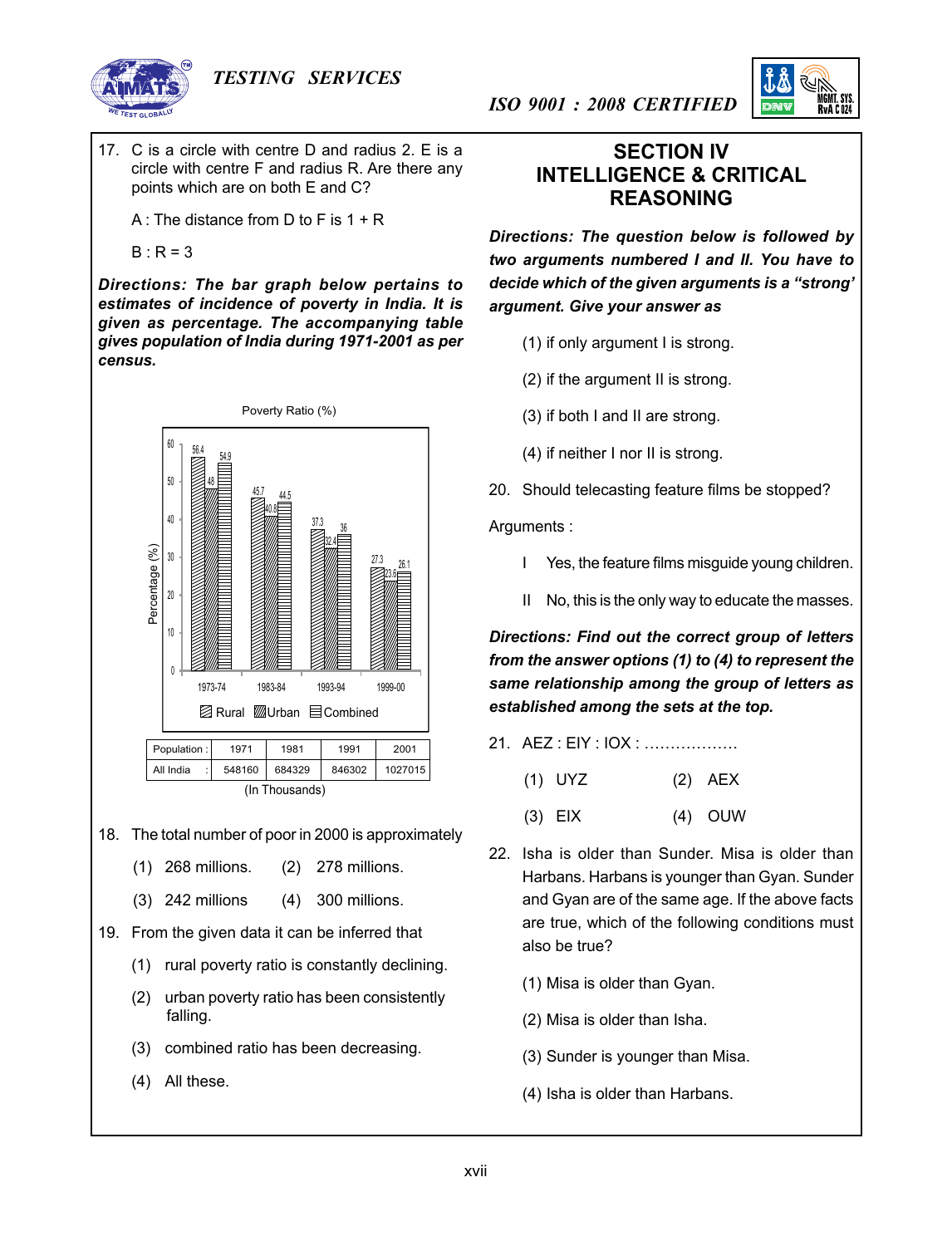17. C is a circle with centre D and radius 2. E is a circle with centre F and radius R. Are there any points which are on both E and C?

    A : The distance from D to F is 1 + R

    B : R = 3

***Directions: The bar graph below pertains to estimates of incidence of poverty in India. It is given as percentage. The accompanying table gives population of India during 1971-2001 as per census.***

Poverty Ratio (%)

| Year | Rural | Urban | Combined |
|---|---|---|---|
| 1973-74 | 56.4 | 48 | 54.9 |
| 1983-84 | 45.7 | 40.8 | 44.5 |
| 1993-94 | 37.3 | 32.4 | 36 |
| 1999-00 | 27.3 | 23.6 | 26.1 |

| Population : | 1971 | 1981 | 1991 | 2001 |
|---|---|---|---|---|
| All India : | 548160 | 684329 | 846302 | 1027015 |

(In Thousands)

18. The total number of poor in 2000 is approximately

    (1) 268 millions. (2) 278 millions.

    (3) 242 millions (4) 300 millions.

19. From the given data it can be inferred that

    (1) rural poverty ratio is constantly declining.

    (2) urban poverty ratio has been consistently falling.

    (3) combined ratio has been decreasing.

    (4) All these.

## SECTION IV INTELLIGENCE & CRITICAL REASONING

***Directions: The question below is followed by two arguments numbered I and II. You have to decide which of the given arguments is a "strong' argument. Give your answer as***

(1) if only argument I is strong.

(2) if the argument II is strong.

(3) if both I and II are strong.

(4) if neither I nor II is strong.

20. Should telecasting feature films be stopped?

Arguments :

I Yes, the feature films misguide young children.

II No, this is the only way to educate the masses.

***Directions: Find out the correct group of letters from the answer options (1) to (4) to represent the same relationship among the group of letters as established among the sets at the top.***

21. AEZ : EIY : IOX : ………………

    (1) UYZ (2) AEX

    (3) EIX (4) OUW

22. Isha is older than Sunder. Misa is older than Harbans. Harbans is younger than Gyan. Sunder and Gyan are of the same age. If the above facts are true, which of the following conditions must also be true?

    (1) Misa is older than Gyan.

    (2) Misa is older than Isha.

    (3) Sunder is younger than Misa.

    (4) Isha is older than Harbans.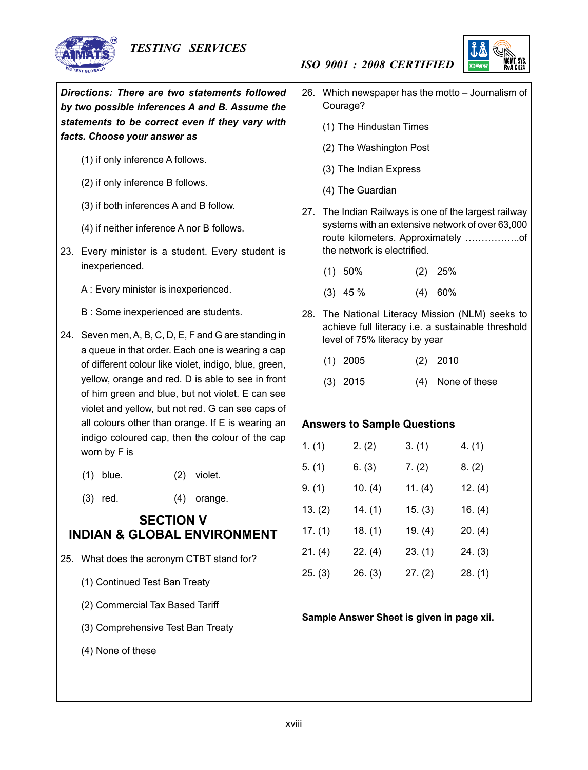***Directions: There are two statements followed by two possible inferences A and B. Assume the statements to be correct even if they vary with facts. Choose your answer as***

(1) if only inference A follows.

(2) if only inference B follows.

(3) if both inferences A and B follow.

(4) if neither inference A nor B follows.

23. Every minister is a student. Every student is inexperienced.

    A : Every minister is inexperienced.

    B : Some inexperienced are students.

24. Seven men, A, B, C, D, E, F and G are standing in a queue in that order. Each one is wearing a cap of different colour like violet, indigo, blue, green, yellow, orange and red. D is able to see in front of him green and blue, but not violet. E can see violet and yellow, but not red. G can see caps of all colours other than orange. If E is wearing an indigo coloured cap, then the colour of the cap worn by F is

    (1) blue. (2) violet.

    (3) red. (4) orange.

## SECTION V
## INDIAN & GLOBAL ENVIRONMENT

25. What does the acronym CTBT stand for?

    (1) Continued Test Ban Treaty

    (2) Commercial Tax Based Tariff

    (3) Comprehensive Test Ban Treaty

    (4) None of these

26. Which newspaper has the motto – Journalism of Courage?

    (1) The Hindustan Times

    (2) The Washington Post

    (3) The Indian Express

    (4) The Guardian

27. The Indian Railways is one of the largest railway systems with an extensive network of over 63,000 route kilometers. Approximately ……………..of the network is electrified.

    (1) 50% (2) 25%

    (3) 45 % (4) 60%

28. The National Literacy Mission (NLM) seeks to achieve full literacy i.e. a sustainable threshold level of 75% literacy by year

    (1) 2005 (2) 2010

    (3) 2015 (4) None of these

### Answers to Sample Questions

| | | | |
|---|---|---|---|
| 1. (1) | 2. (2) | 3. (1) | 4. (1) |
| 5. (1) | 6. (3) | 7. (2) | 8. (2) |
| 9. (1) | 10. (4) | 11. (4) | 12. (4) |
| 13. (2) | 14. (1) | 15. (3) | 16. (4) |
| 17. (1) | 18. (1) | 19. (4) | 20. (4) |
| 21. (4) | 22. (4) | 23. (1) | 24. (3) |
| 25. (3) | 26. (3) | 27. (2) | 28. (1) |

**Sample Answer Sheet is given in page xii.**